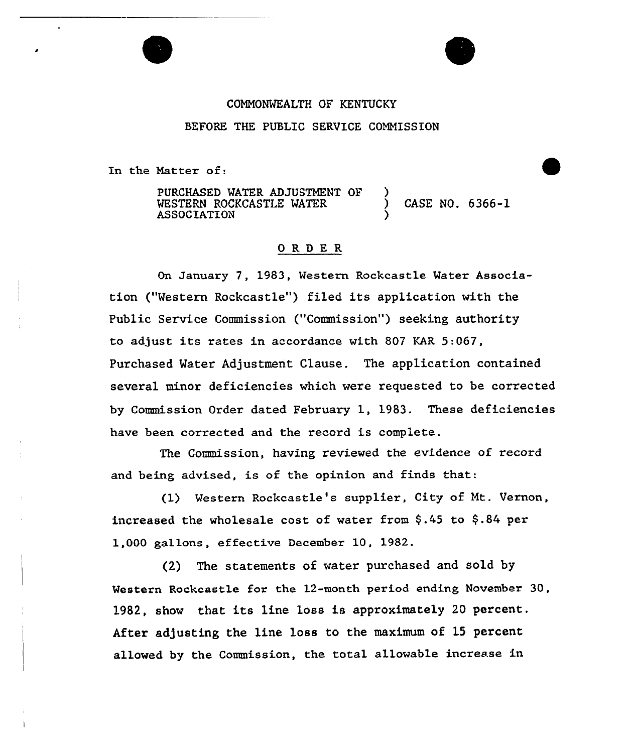COMMONWEALTH OF KENTUCKY

BEFORE THE PUBLIC SERVICE COMMISSION

In the Matter of:

| | | |
|---|---|---|
| PURCHASED WATER ADJUSTMENT OF WESTERN ROCKCASTLE WATER ASSOCIATION | ) ) ) | CASE NO. 6366-1 |

## ORDER

On January 7, 1983, Western Rockcastle Water Association ("Western Rockcastle") filed its application with the Public Service Commission ("Commission") seeking authority to adjust its rates in accordance with 807 KAR 5:067, Purchased Water Adjustment Clause. The application contained several minor deficiencies which were requested to be corrected by Commission Order dated February 1, 1983. These deficiencies have been corrected and the record is complete.

The Commission, having reviewed the evidence of record and being advised, is of the opinion and finds that:

(1) Western Rockcastle's supplier, City of Mt. Vernon, increased the wholesale cost of water from $.45 to $.84 per 1,000 gallons, effective December 10, 1982.

(2) The statements of water purchased and sold by Western Rockcastle for the 12-month period ending November 30, 1982, show that its line loss is approximately 20 percent. After adjusting the line loss to the maximum of 15 percent allowed by the Commission, the total allowable increase in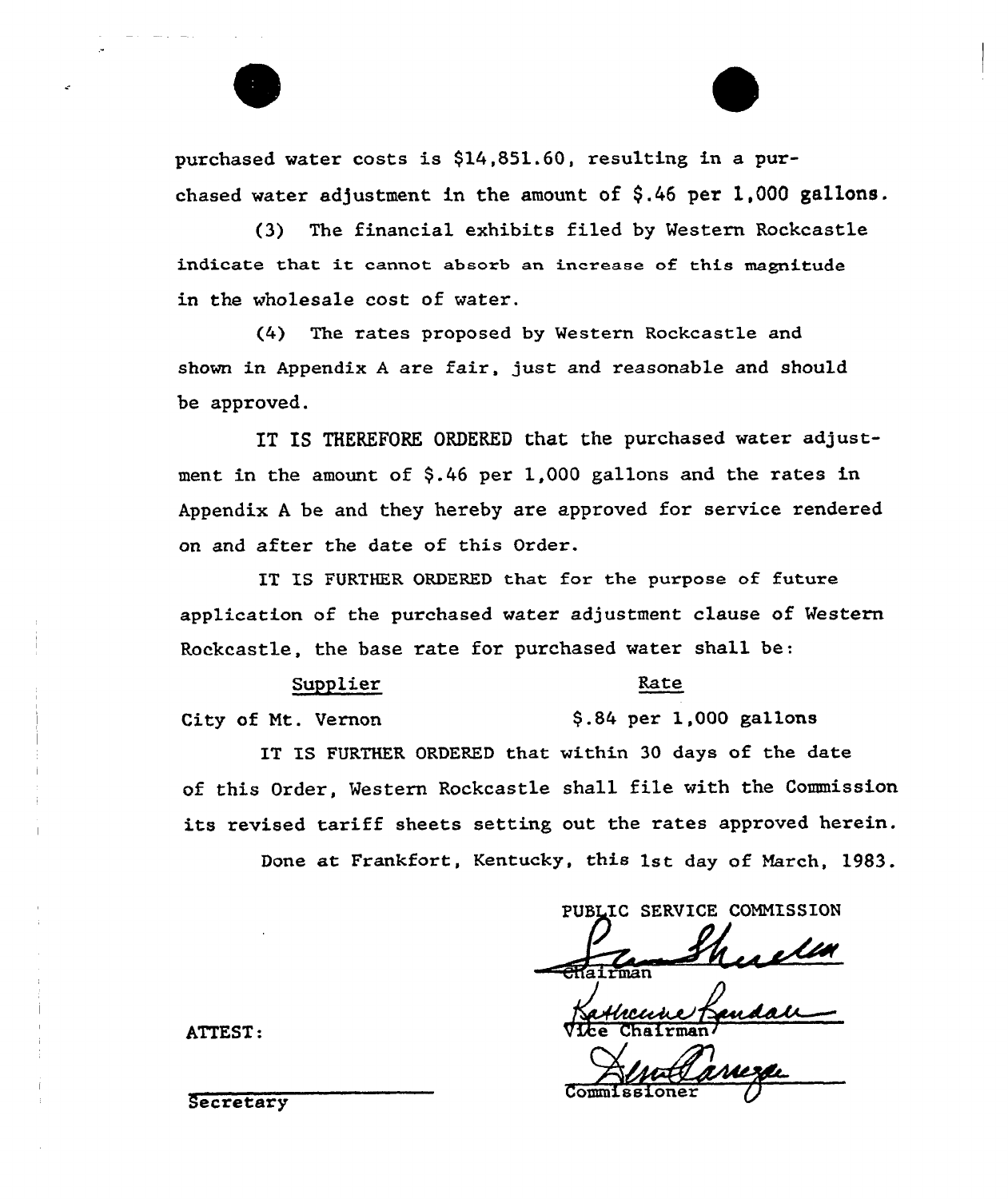purchased water costs is $14,851.60, resulting in a purchased water adjustment in the amount of $.46 per 1,000 gallons.

(3) The financial exhibits filed by Western Rockcastle indicate that it cannot absorb an increase of this magnitude in the wholesale cost of water.

(4) The rates proposed by Western Rockcastle and shown in Appendix A are fair, just and reasonable and should be approved.

IT IS THEREFORE ORDERED that the purchased water adjustment in the amount of $.46 per 1,000 gallons and the rates in Appendix A be and they hereby are approved for service rendered on and after the date of this Order.

IT IS FURTHER ORDERED that for the purpose of future application of the purchased water adjustment clause of Western Rockcastle, the base rate for purchased water shall be:

| Supplier | Rate |
|---|---|
| City of Mt. Vernon | $.84 per 1,000 gallons |

IT IS FURTHER ORDERED that within 30 days of the date of this Order, Western Rockcastle shall file with the Commission its revised tariff sheets setting out the rates approved herein.

Done at Frankfort, Kentucky, this 1st day of March, 1983.

PUBLIC SERVICE COMMISSION

Chairman

Vice Chairman

Commissioner

ATTEST:

Secretary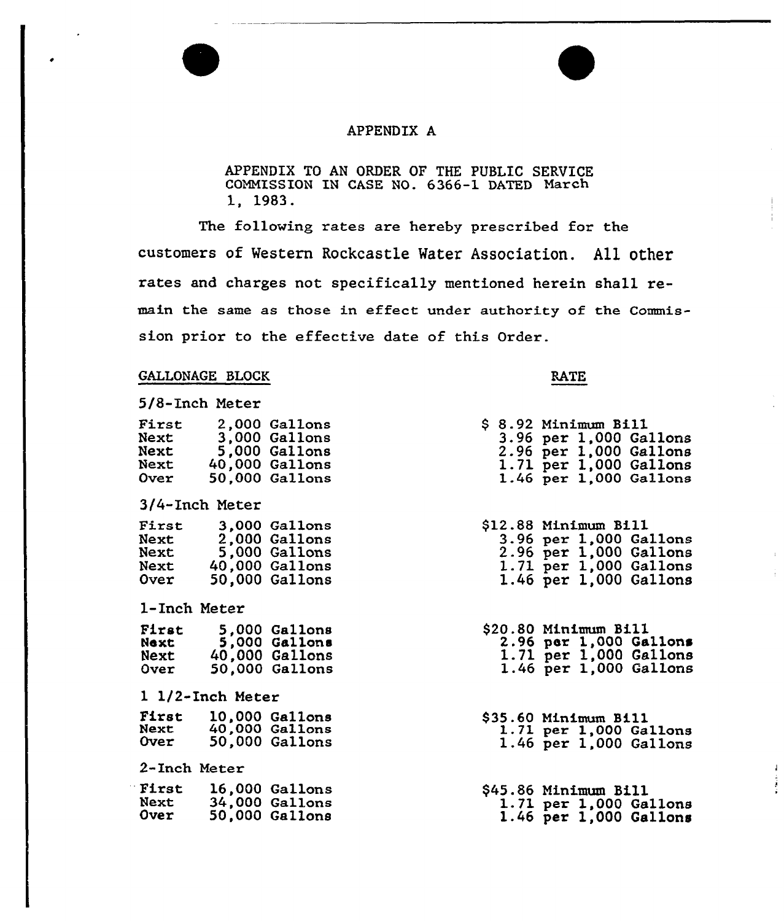# APPENDIX A

APPENDIX TO AN ORDER OF THE PUBLIC SERVICE COMMISSION IN CASE NO. 6366-1 DATED March 1, 1983.

The following rates are hereby prescribed for the customers of Western Rockcastle Water Association. All other rates and charges not specifically mentioned herein shall remain the same as those in effect under authority of the Commission prior to the effective date of this Order.

| GALLONAGE BLOCK | | RATE |
|---|---|---|
| **5/8-Inch Meter** | | |
| First | 2,000 Gallons | $ 8.92 Minimum Bill |
| Next | 3,000 Gallons | 3.96 per 1,000 Gallons |
| Next | 5,000 Gallons | 2.96 per 1,000 Gallons |
| Next | 40,000 Gallons | 1.71 per 1,000 Gallons |
| Over | 50,000 Gallons | 1.46 per 1,000 Gallons |
| **3/4-Inch Meter** | | |
| First | 3,000 Gallons | $12.88 Minimum Bill |
| Next | 2,000 Gallons | 3.96 per 1,000 Gallons |
| Next | 5,000 Gallons | 2.96 per 1,000 Gallons |
| Next | 40,000 Gallons | 1.71 per 1,000 Gallons |
| Over | 50,000 Gallons | 1.46 per 1,000 Gallons |
| **1-Inch Meter** | | |
| First | 5,000 Gallons | $20.80 Minimum Bill |
| Next | 5,000 Gallons | 2.96 per 1,000 Gallons |
| Next | 40,000 Gallons | 1.71 per 1,000 Gallons |
| Over | 50,000 Gallons | 1.46 per 1,000 Gallons |
| **1 1/2-Inch Meter** | | |
| First | 10,000 Gallons | $35.60 Minimum Bill |
| Next | 40,000 Gallons | 1.71 per 1,000 Gallons |
| Over | 50,000 Gallons | 1.46 per 1,000 Gallons |
| **2-Inch Meter** | | |
| First | 16,000 Gallons | $45.86 Minimum Bill |
| Next | 34,000 Gallons | 1.71 per 1,000 Gallons |
| Over | 50,000 Gallons | 1.46 per 1,000 Gallons |